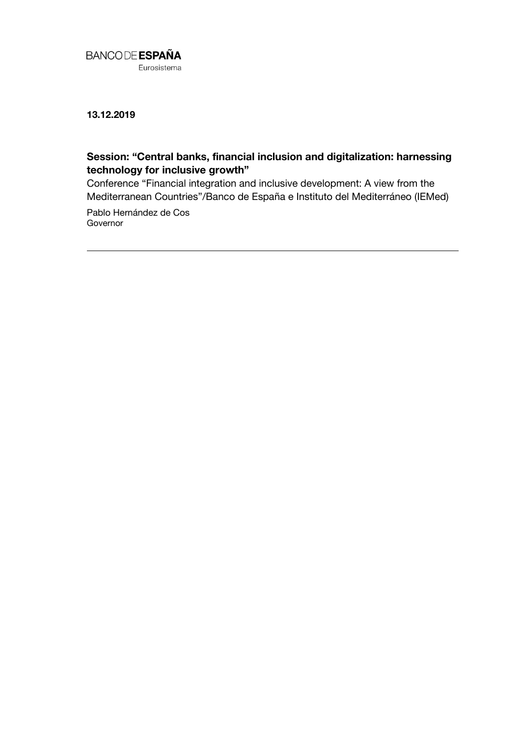BANCO DE **ESPAÑA**
Eurosistema

**13.12.2019**

## Session: "Central banks, financial inclusion and digitalization: harnessing technology for inclusive growth"

Conference "Financial integration and inclusive development: A view from the Mediterranean Countries"/Banco de España e Instituto del Mediterráneo (IEMed)

Pablo Hernández de Cos
Governor

---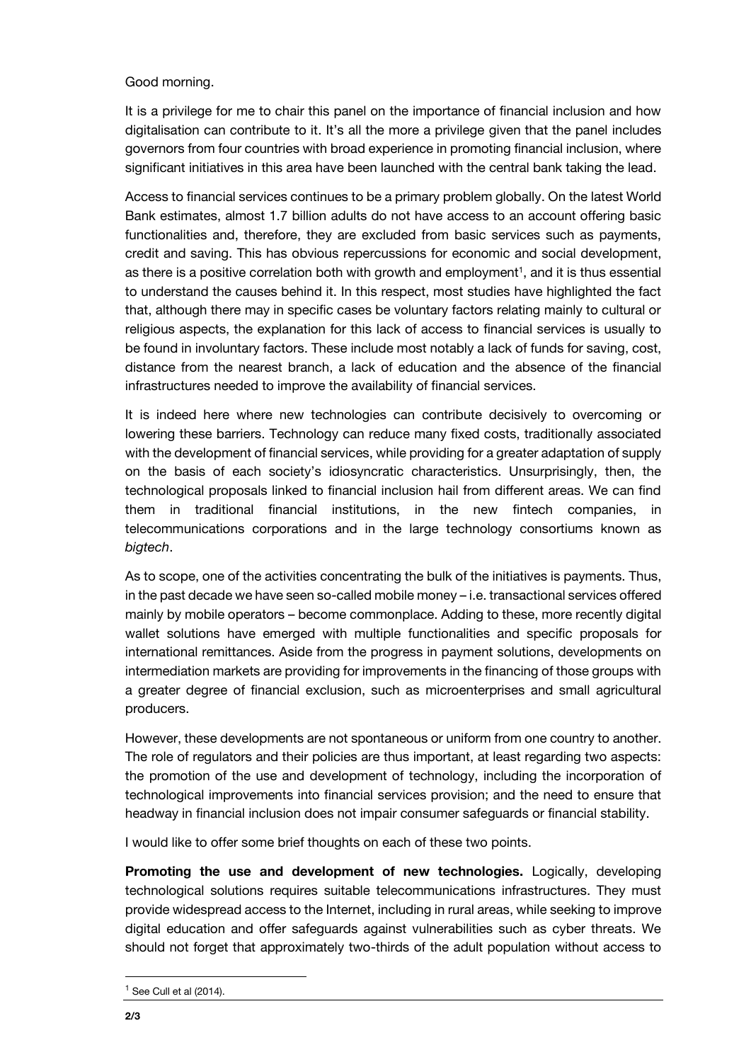Good morning.

It is a privilege for me to chair this panel on the importance of financial inclusion and how digitalisation can contribute to it. It's all the more a privilege given that the panel includes governors from four countries with broad experience in promoting financial inclusion, where significant initiatives in this area have been launched with the central bank taking the lead.

Access to financial services continues to be a primary problem globally. On the latest World Bank estimates, almost 1.7 billion adults do not have access to an account offering basic functionalities and, therefore, they are excluded from basic services such as payments, credit and saving. This has obvious repercussions for economic and social development, as there is a positive correlation both with growth and employment[1], and it is thus essential to understand the causes behind it. In this respect, most studies have highlighted the fact that, although there may in specific cases be voluntary factors relating mainly to cultural or religious aspects, the explanation for this lack of access to financial services is usually to be found in involuntary factors. These include most notably a lack of funds for saving, cost, distance from the nearest branch, a lack of education and the absence of the financial infrastructures needed to improve the availability of financial services.

It is indeed here where new technologies can contribute decisively to overcoming or lowering these barriers. Technology can reduce many fixed costs, traditionally associated with the development of financial services, while providing for a greater adaptation of supply on the basis of each society's idiosyncratic characteristics. Unsurprisingly, then, the technological proposals linked to financial inclusion hail from different areas. We can find them in traditional financial institutions, in the new fintech companies, in telecommunications corporations and in the large technology consortiums known as *bigtech*.

As to scope, one of the activities concentrating the bulk of the initiatives is payments. Thus, in the past decade we have seen so-called mobile money – i.e. transactional services offered mainly by mobile operators – become commonplace. Adding to these, more recently digital wallet solutions have emerged with multiple functionalities and specific proposals for international remittances. Aside from the progress in payment solutions, developments on intermediation markets are providing for improvements in the financing of those groups with a greater degree of financial exclusion, such as microenterprises and small agricultural producers.

However, these developments are not spontaneous or uniform from one country to another. The role of regulators and their policies are thus important, at least regarding two aspects: the promotion of the use and development of technology, including the incorporation of technological improvements into financial services provision; and the need to ensure that headway in financial inclusion does not impair consumer safeguards or financial stability.

I would like to offer some brief thoughts on each of these two points.

**Promoting the use and development of new technologies.** Logically, developing technological solutions requires suitable telecommunications infrastructures. They must provide widespread access to the Internet, including in rural areas, while seeking to improve digital education and offer safeguards against vulnerabilities such as cyber threats. We should not forget that approximately two-thirds of the adult population without access to

[1] See Cull et al (2014).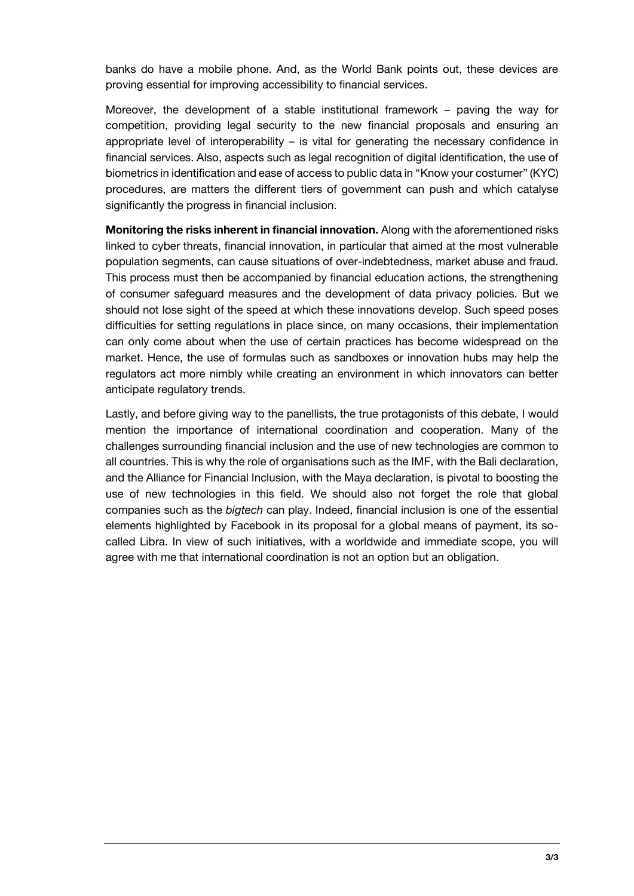banks do have a mobile phone. And, as the World Bank points out, these devices are proving essential for improving accessibility to financial services.

Moreover, the development of a stable institutional framework – paving the way for competition, providing legal security to the new financial proposals and ensuring an appropriate level of interoperability – is vital for generating the necessary confidence in financial services. Also, aspects such as legal recognition of digital identification, the use of biometrics in identification and ease of access to public data in "Know your costumer" (KYC) procedures, are matters the different tiers of government can push and which catalyse significantly the progress in financial inclusion.

**Monitoring the risks inherent in financial innovation.** Along with the aforementioned risks linked to cyber threats, financial innovation, in particular that aimed at the most vulnerable population segments, can cause situations of over-indebtedness, market abuse and fraud. This process must then be accompanied by financial education actions, the strengthening of consumer safeguard measures and the development of data privacy policies. But we should not lose sight of the speed at which these innovations develop. Such speed poses difficulties for setting regulations in place since, on many occasions, their implementation can only come about when the use of certain practices has become widespread on the market. Hence, the use of formulas such as sandboxes or innovation hubs may help the regulators act more nimbly while creating an environment in which innovators can better anticipate regulatory trends.

Lastly, and before giving way to the panellists, the true protagonists of this debate, I would mention the importance of international coordination and cooperation. Many of the challenges surrounding financial inclusion and the use of new technologies are common to all countries. This is why the role of organisations such as the IMF, with the Bali declaration, and the Alliance for Financial Inclusion, with the Maya declaration, is pivotal to boosting the use of new technologies in this field. We should also not forget the role that global companies such as the *bigtech* can play. Indeed, financial inclusion is one of the essential elements highlighted by Facebook in its proposal for a global means of payment, its so-called Libra. In view of such initiatives, with a worldwide and immediate scope, you will agree with me that international coordination is not an option but an obligation.